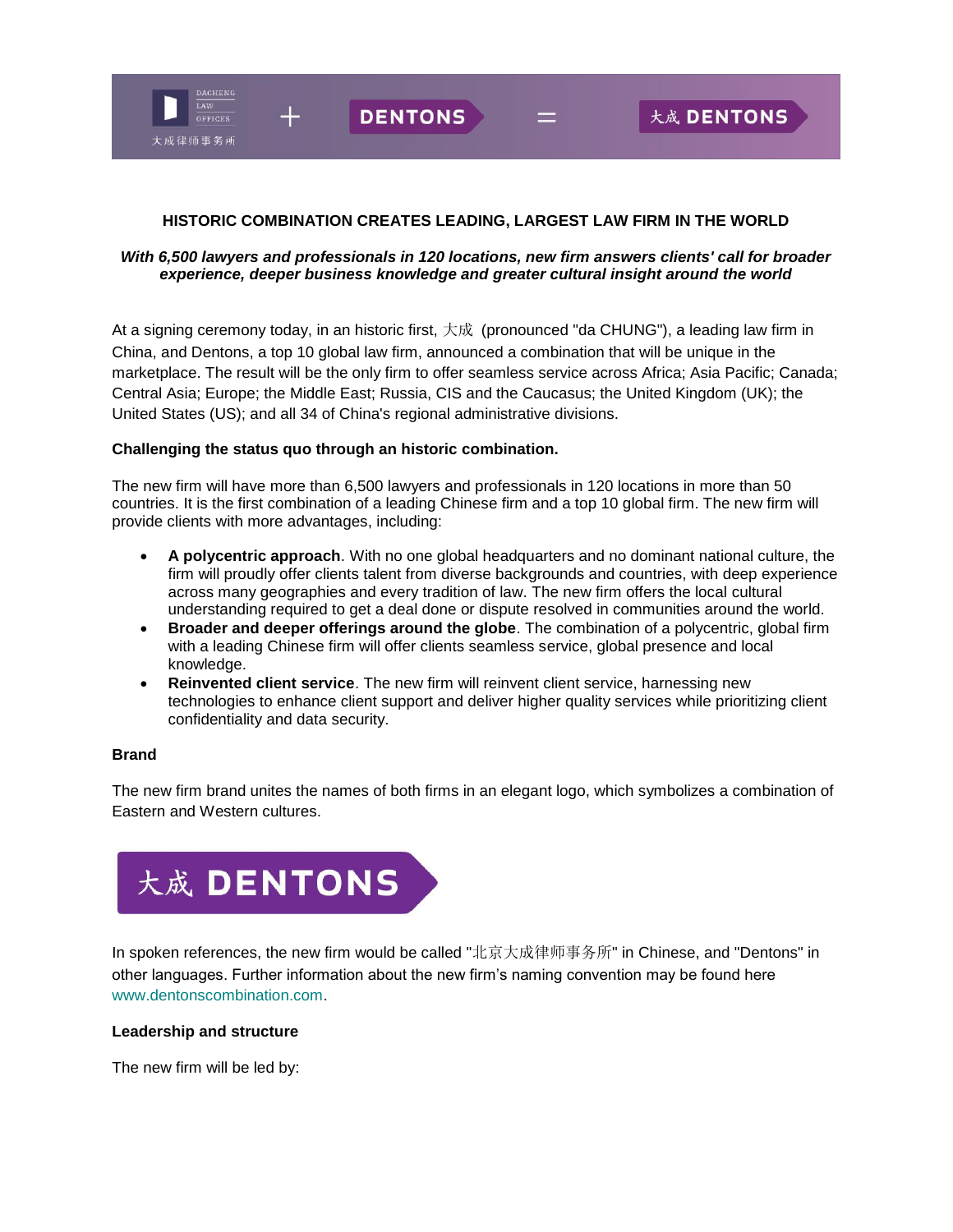**HISTORIC COMBINATION CREATES LEADING, LARGEST LAW FIRM IN THE WORLD**

***With 6,500 lawyers and professionals in 120 locations, new firm answers clients' call for broader experience, deeper business knowledge and greater cultural insight around the world***

At a signing ceremony today, in an historic first, 大成 (pronounced "da CHUNG"), a leading law firm in China, and Dentons, a top 10 global law firm, announced a combination that will be unique in the marketplace. The result will be the only firm to offer seamless service across Africa; Asia Pacific; Canada; Central Asia; Europe; the Middle East; Russia, CIS and the Caucasus; the United Kingdom (UK); the United States (US); and all 34 of China's regional administrative divisions.

**Challenging the status quo through an historic combination.**

The new firm will have more than 6,500 lawyers and professionals in 120 locations in more than 50 countries. It is the first combination of a leading Chinese firm and a top 10 global firm. The new firm will provide clients with more advantages, including:

- **A polycentric approach**. With no one global headquarters and no dominant national culture, the firm will proudly offer clients talent from diverse backgrounds and countries, with deep experience across many geographies and every tradition of law. The new firm offers the local cultural understanding required to get a deal done or dispute resolved in communities around the world.
- **Broader and deeper offerings around the globe**. The combination of a polycentric, global firm with a leading Chinese firm will offer clients seamless service, global presence and local knowledge.
- **Reinvented client service**. The new firm will reinvent client service, harnessing new technologies to enhance client support and deliver higher quality services while prioritizing client confidentiality and data security.

**Brand**

The new firm brand unites the names of both firms in an elegant logo, which symbolizes a combination of Eastern and Western cultures.

大成 DENTONS

In spoken references, the new firm would be called "北京大成律师事务所" in Chinese, and "Dentons" in other languages. Further information about the new firm's naming convention may be found here www.dentonscombination.com.

**Leadership and structure**

The new firm will be led by: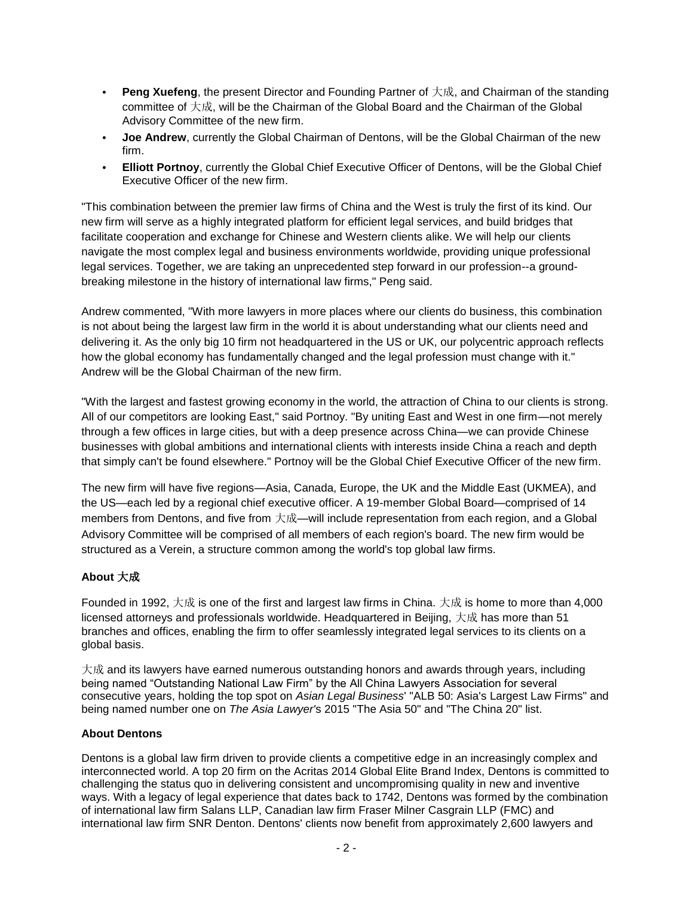- **Peng Xuefeng**, the present Director and Founding Partner of 大成, and Chairman of the standing committee of 大成, will be the Chairman of the Global Board and the Chairman of the Global Advisory Committee of the new firm.
- **Joe Andrew**, currently the Global Chairman of Dentons, will be the Global Chairman of the new firm.
- **Elliott Portnoy**, currently the Global Chief Executive Officer of Dentons, will be the Global Chief Executive Officer of the new firm.

"This combination between the premier law firms of China and the West is truly the first of its kind. Our new firm will serve as a highly integrated platform for efficient legal services, and build bridges that facilitate cooperation and exchange for Chinese and Western clients alike. We will help our clients navigate the most complex legal and business environments worldwide, providing unique professional legal services. Together, we are taking an unprecedented step forward in our profession--a ground-breaking milestone in the history of international law firms," Peng said.

Andrew commented, "With more lawyers in more places where our clients do business, this combination is not about being the largest law firm in the world it is about understanding what our clients need and delivering it. As the only big 10 firm not headquartered in the US or UK, our polycentric approach reflects how the global economy has fundamentally changed and the legal profession must change with it." Andrew will be the Global Chairman of the new firm.

"With the largest and fastest growing economy in the world, the attraction of China to our clients is strong. All of our competitors are looking East," said Portnoy. "By uniting East and West in one firm—not merely through a few offices in large cities, but with a deep presence across China—we can provide Chinese businesses with global ambitions and international clients with interests inside China a reach and depth that simply can't be found elsewhere." Portnoy will be the Global Chief Executive Officer of the new firm.

The new firm will have five regions—Asia, Canada, Europe, the UK and the Middle East (UKMEA), and the US—each led by a regional chief executive officer. A 19-member Global Board—comprised of 14 members from Dentons, and five from 大成—will include representation from each region, and a Global Advisory Committee will be comprised of all members of each region's board. The new firm would be structured as a Verein, a structure common among the world's top global law firms.

**About 大成**

Founded in 1992, 大成 is one of the first and largest law firms in China. 大成 is home to more than 4,000 licensed attorneys and professionals worldwide. Headquartered in Beijing, 大成 has more than 51 branches and offices, enabling the firm to offer seamlessly integrated legal services to its clients on a global basis.

大成 and its lawyers have earned numerous outstanding honors and awards through years, including being named "Outstanding National Law Firm" by the All China Lawyers Association for several consecutive years, holding the top spot on *Asian Legal Business*' "ALB 50: Asia's Largest Law Firms" and being named number one on *The Asia Lawyer*'s 2015 "The Asia 50" and "The China 20" list.

**About Dentons**

Dentons is a global law firm driven to provide clients a competitive edge in an increasingly complex and interconnected world. A top 20 firm on the Acritas 2014 Global Elite Brand Index, Dentons is committed to challenging the status quo in delivering consistent and uncompromising quality in new and inventive ways. With a legacy of legal experience that dates back to 1742, Dentons was formed by the combination of international law firm Salans LLP, Canadian law firm Fraser Milner Casgrain LLP (FMC) and international law firm SNR Denton. Dentons' clients now benefit from approximately 2,600 lawyers and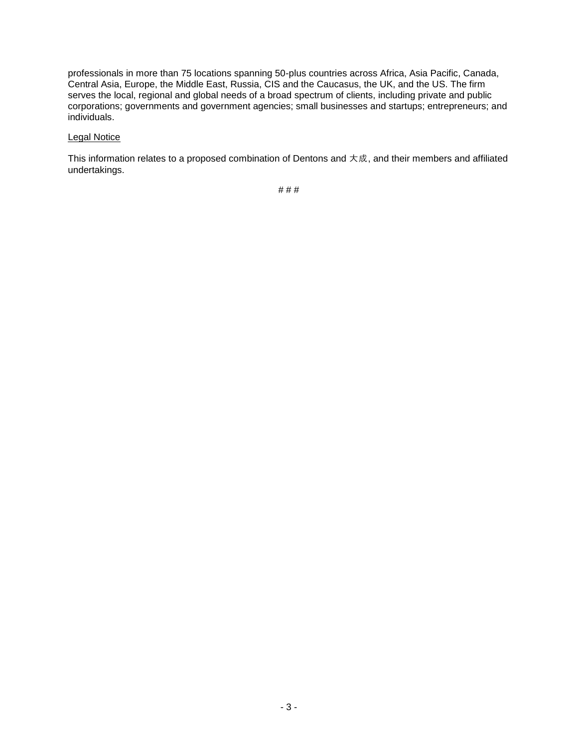professionals in more than 75 locations spanning 50-plus countries across Africa, Asia Pacific, Canada, Central Asia, Europe, the Middle East, Russia, CIS and the Caucasus, the UK, and the US. The firm serves the local, regional and global needs of a broad spectrum of clients, including private and public corporations; governments and government agencies; small businesses and startups; entrepreneurs; and individuals.

Legal Notice

This information relates to a proposed combination of Dentons and 大成, and their members and affiliated undertakings.

# # #